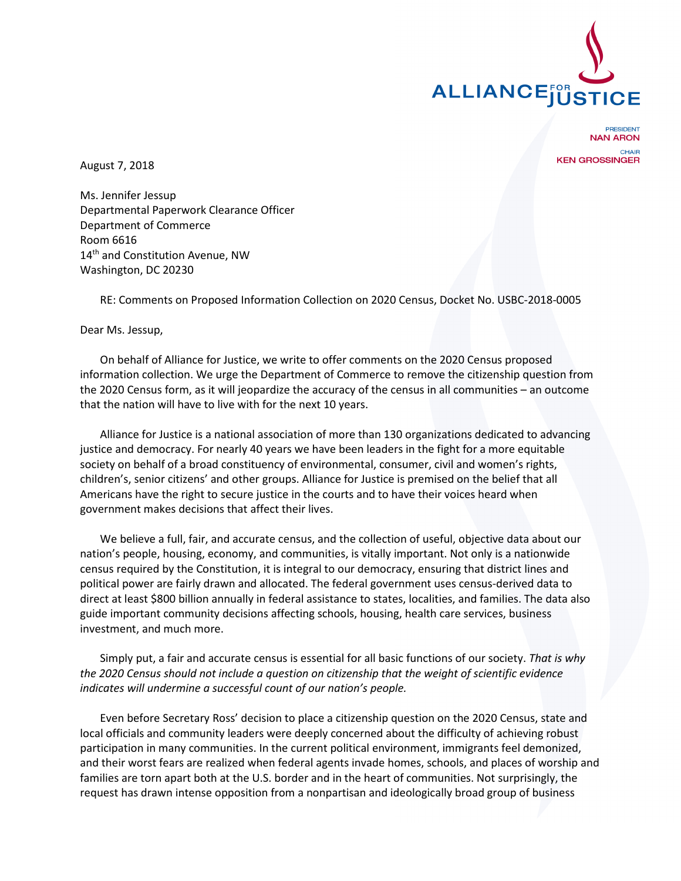ALLIANCE FOR JUSTICE

PRESIDENT
**NAN ARON**

CHAIR
**KEN GROSSINGER**

August 7, 2018

Ms. Jennifer Jessup
Departmental Paperwork Clearance Officer
Department of Commerce
Room 6616
14th and Constitution Avenue, NW
Washington, DC 20230

RE: Comments on Proposed Information Collection on 2020 Census, Docket No. USBC-2018-0005

Dear Ms. Jessup,

On behalf of Alliance for Justice, we write to offer comments on the 2020 Census proposed information collection. We urge the Department of Commerce to remove the citizenship question from the 2020 Census form, as it will jeopardize the accuracy of the census in all communities – an outcome that the nation will have to live with for the next 10 years.

Alliance for Justice is a national association of more than 130 organizations dedicated to advancing justice and democracy. For nearly 40 years we have been leaders in the fight for a more equitable society on behalf of a broad constituency of environmental, consumer, civil and women's rights, children's, senior citizens' and other groups. Alliance for Justice is premised on the belief that all Americans have the right to secure justice in the courts and to have their voices heard when government makes decisions that affect their lives.

We believe a full, fair, and accurate census, and the collection of useful, objective data about our nation's people, housing, economy, and communities, is vitally important. Not only is a nationwide census required by the Constitution, it is integral to our democracy, ensuring that district lines and political power are fairly drawn and allocated. The federal government uses census-derived data to direct at least $800 billion annually in federal assistance to states, localities, and families. The data also guide important community decisions affecting schools, housing, health care services, business investment, and much more.

Simply put, a fair and accurate census is essential for all basic functions of our society. *That is why the 2020 Census should not include a question on citizenship that the weight of scientific evidence indicates will undermine a successful count of our nation's people.*

Even before Secretary Ross' decision to place a citizenship question on the 2020 Census, state and local officials and community leaders were deeply concerned about the difficulty of achieving robust participation in many communities. In the current political environment, immigrants feel demonized, and their worst fears are realized when federal agents invade homes, schools, and places of worship and families are torn apart both at the U.S. border and in the heart of communities. Not surprisingly, the request has drawn intense opposition from a nonpartisan and ideologically broad group of business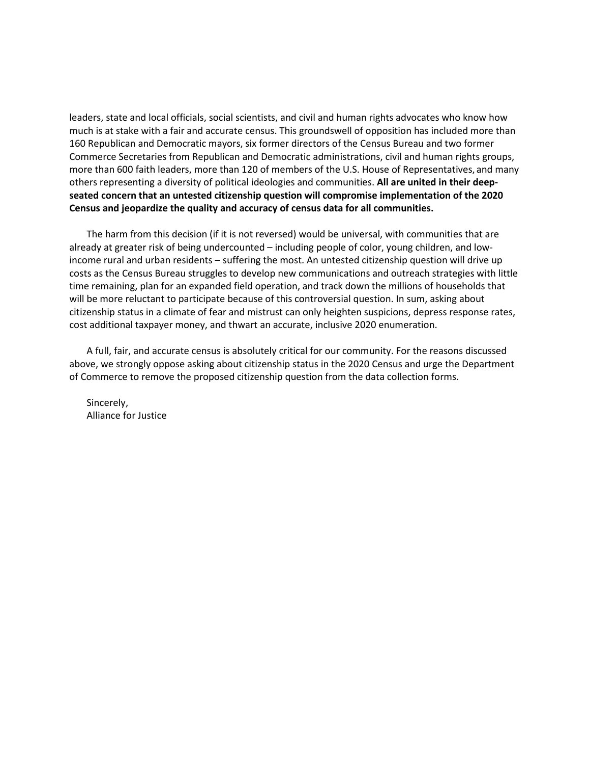leaders, state and local officials, social scientists, and civil and human rights advocates who know how much is at stake with a fair and accurate census. This groundswell of opposition has included more than 160 Republican and Democratic mayors, six former directors of the Census Bureau and two former Commerce Secretaries from Republican and Democratic administrations, civil and human rights groups, more than 600 faith leaders, more than 120 of members of the U.S. House of Representatives, and many others representing a diversity of political ideologies and communities. **All are united in their deep-seated concern that an untested citizenship question will compromise implementation of the 2020 Census and jeopardize the quality and accuracy of census data for all communities.**

The harm from this decision (if it is not reversed) would be universal, with communities that are already at greater risk of being undercounted – including people of color, young children, and low-income rural and urban residents – suffering the most. An untested citizenship question will drive up costs as the Census Bureau struggles to develop new communications and outreach strategies with little time remaining, plan for an expanded field operation, and track down the millions of households that will be more reluctant to participate because of this controversial question. In sum, asking about citizenship status in a climate of fear and mistrust can only heighten suspicions, depress response rates, cost additional taxpayer money, and thwart an accurate, inclusive 2020 enumeration.

A full, fair, and accurate census is absolutely critical for our community. For the reasons discussed above, we strongly oppose asking about citizenship status in the 2020 Census and urge the Department of Commerce to remove the proposed citizenship question from the data collection forms.

Sincerely,
Alliance for Justice